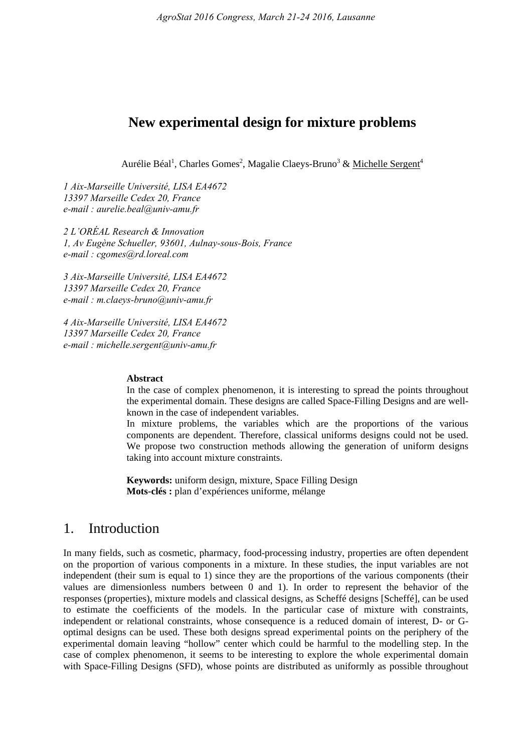# New experimental design for mixture problems

Aurélie Béal[1], Charles Gomes[2], Magalie Claeys-Bruno[3] & Michelle Sergent[4]

*1 Aix-Marseille Université, LISA EA4672*
*13397 Marseille Cedex 20, France*
*e-mail : aurelie.beal@univ-amu.fr*

*2 L'ORÉAL Research & Innovation*
*1, Av Eugène Schueller, 93601, Aulnay-sous-Bois, France*
*e-mail : cgomes@rd.loreal.com*

*3 Aix-Marseille Université, LISA EA4672*
*13397 Marseille Cedex 20, France*
*e-mail : m.claeys-bruno@univ-amu.fr*

*4 Aix-Marseille Université, LISA EA4672*
*13397 Marseille Cedex 20, France*
*e-mail : michelle.sergent@univ-amu.fr*

**Abstract**

In the case of complex phenomenon, it is interesting to spread the points throughout the experimental domain. These designs are called Space-Filling Designs and are well-known in the case of independent variables.

In mixture problems, the variables which are the proportions of the various components are dependent. Therefore, classical uniforms designs could not be used. We propose two construction methods allowing the generation of uniform designs taking into account mixture constraints.

**Keywords:** uniform design, mixture, Space Filling Design
**Mots-clés :** plan d'expériences uniforme, mélange

## 1. Introduction

In many fields, such as cosmetic, pharmacy, food-processing industry, properties are often dependent on the proportion of various components in a mixture. In these studies, the input variables are not independent (their sum is equal to 1) since they are the proportions of the various components (their values are dimensionless numbers between 0 and 1). In order to represent the behavior of the responses (properties), mixture models and classical designs, as Scheffé designs [Scheffé], can be used to estimate the coefficients of the models. In the particular case of mixture with constraints, independent or relational constraints, whose consequence is a reduced domain of interest, D- or G-optimal designs can be used. These both designs spread experimental points on the periphery of the experimental domain leaving "hollow" center which could be harmful to the modelling step. In the case of complex phenomenon, it seems to be interesting to explore the whole experimental domain with Space-Filling Designs (SFD), whose points are distributed as uniformly as possible throughout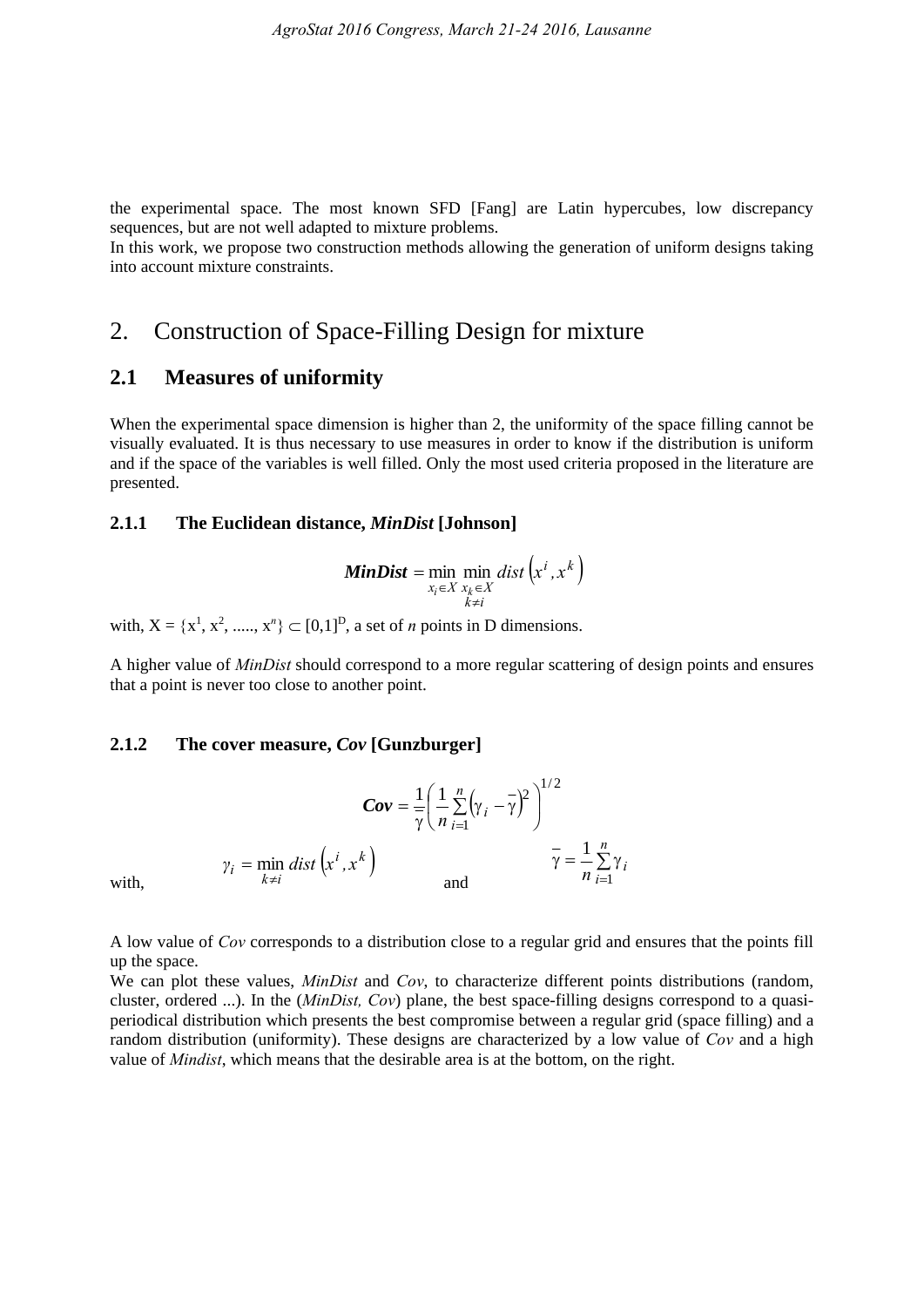the experimental space. The most known SFD [Fang] are Latin hypercubes, low discrepancy sequences, but are not well adapted to mixture problems.
In this work, we propose two construction methods allowing the generation of uniform designs taking into account mixture constraints.

# 2. Construction of Space-Filling Design for mixture

## 2.1 Measures of uniformity

When the experimental space dimension is higher than 2, the uniformity of the space filling cannot be visually evaluated. It is thus necessary to use measures in order to know if the distribution is uniform and if the space of the variables is well filled. Only the most used criteria proposed in the literature are presented.

### 2.1.1 The Euclidean distance, *MinDist* [Johnson]

$$\boldsymbol{MinDist} = \min_{x_i \in X} \min_{\substack{x_k \in X \\ k \neq i}} dist\left(x^i, x^k\right)$$

with, $X = \{x^1, x^2, \ldots, x^n\} \subset [0,1]^D$, a set of $n$ points in D dimensions.

A higher value of *MinDist* should correspond to a more regular scattering of design points and ensures that a point is never too close to another point.

### 2.1.2 The cover measure, *Cov* [Gunzburger]

$$\boldsymbol{Cov} = \frac{1}{\bar{\gamma}} \left( \frac{1}{n} \sum_{i=1}^{n} \left( \gamma_i - \bar{\gamma} \right)^2 \right)^{1/2}$$

with, $\gamma_i = \min_{k \neq i} dist\left(x^i, x^k\right)$ and $\bar{\gamma} = \frac{1}{n} \sum_{i=1}^{n} \gamma_i$

A low value of *Cov* corresponds to a distribution close to a regular grid and ensures that the points fill up the space.
We can plot these values, *MinDist* and *Cov*, to characterize different points distributions (random, cluster, ordered ...). In the (*MinDist, Cov*) plane, the best space-filling designs correspond to a quasi-periodical distribution which presents the best compromise between a regular grid (space filling) and a random distribution (uniformity). These designs are characterized by a low value of *Cov* and a high value of *Mindist*, which means that the desirable area is at the bottom, on the right.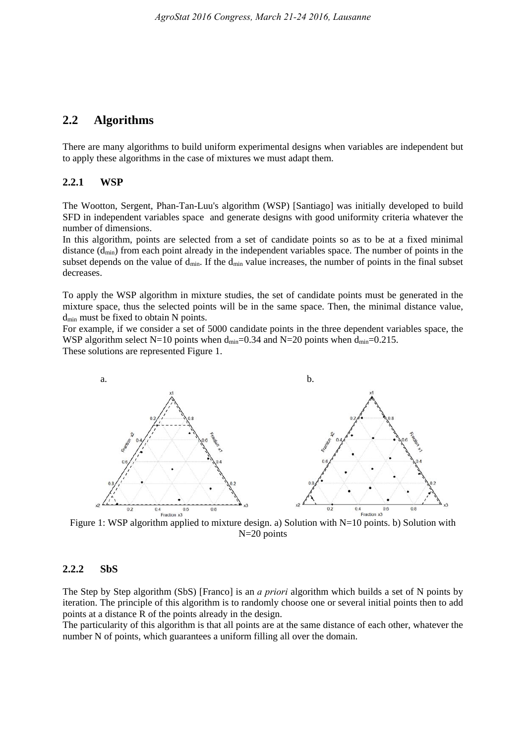## 2.2 Algorithms

There are many algorithms to build uniform experimental designs when variables are independent but to apply these algorithms in the case of mixtures we must adapt them.

### 2.2.1 WSP

The Wootton, Sergent, Phan-Tan-Luu's algorithm (WSP) [Santiago] was initially developed to build SFD in independent variables space and generate designs with good uniformity criteria whatever the number of dimensions.

In this algorithm, points are selected from a set of candidate points so as to be at a fixed minimal distance ($d_{min}$) from each point already in the independent variables space. The number of points in the subset depends on the value of $d_{min}$. If the $d_{min}$ value increases, the number of points in the final subset decreases.

To apply the WSP algorithm in mixture studies, the set of candidate points must be generated in the mixture space, thus the selected points will be in the same space. Then, the minimal distance value, $d_{min}$ must be fixed to obtain N points.

For example, if we consider a set of 5000 candidate points in the three dependent variables space, the WSP algorithm select N=10 points when $d_{min}$=0.34 and N=20 points when $d_{min}$=0.215.

These solutions are represented Figure 1.

a. b.

Figure 1: WSP algorithm applied to mixture design. a) Solution with N=10 points. b) Solution with N=20 points

### 2.2.2 SbS

The Step by Step algorithm (SbS) [Franco] is an *a priori* algorithm which builds a set of N points by iteration. The principle of this algorithm is to randomly choose one or several initial points then to add points at a distance R of the points already in the design.

The particularity of this algorithm is that all points are at the same distance of each other, whatever the number N of points, which guarantees a uniform filling all over the domain.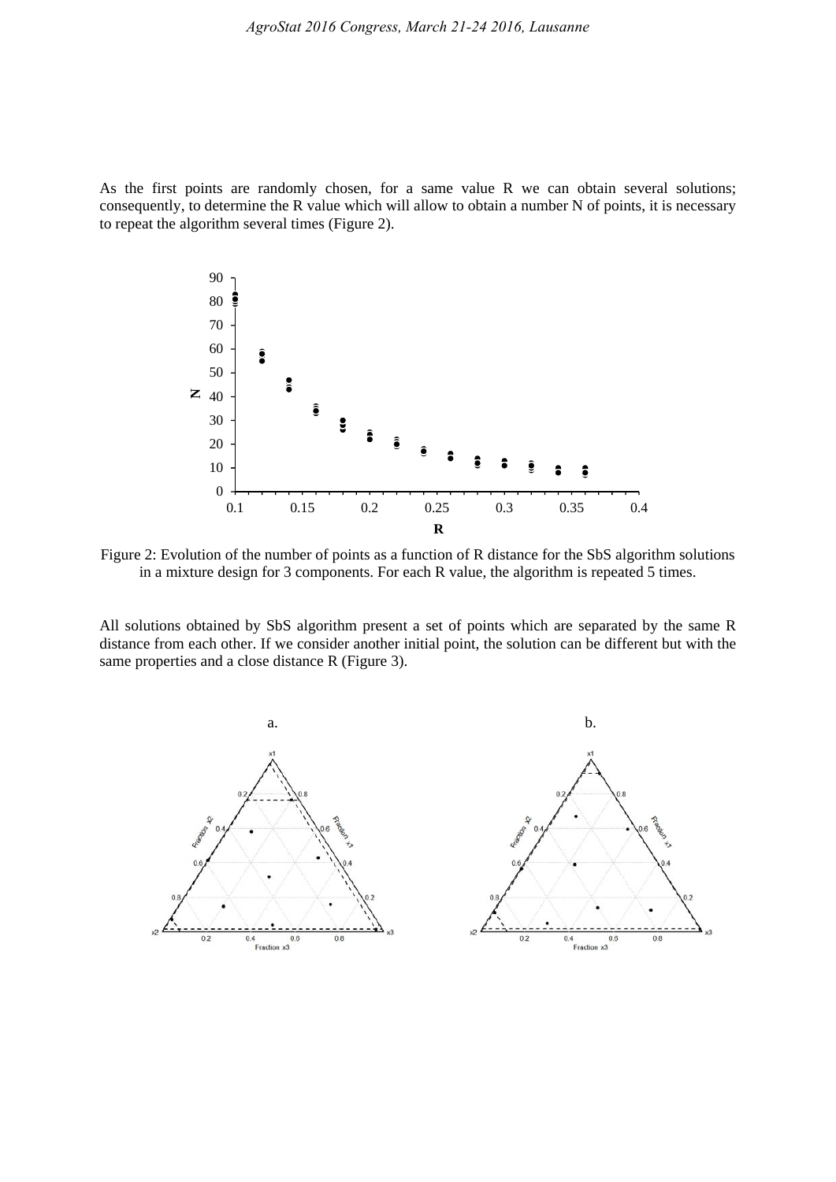As the first points are randomly chosen, for a same value R we can obtain several solutions; consequently, to determine the R value which will allow to obtain a number N of points, it is necessary to repeat the algorithm several times (Figure 2).

Figure 2: Evolution of the number of points as a function of R distance for the SbS algorithm solutions in a mixture design for 3 components. For each R value, the algorithm is repeated 5 times.

All solutions obtained by SbS algorithm present a set of points which are separated by the same R distance from each other. If we consider another initial point, the solution can be different but with the same properties and a close distance R (Figure 3).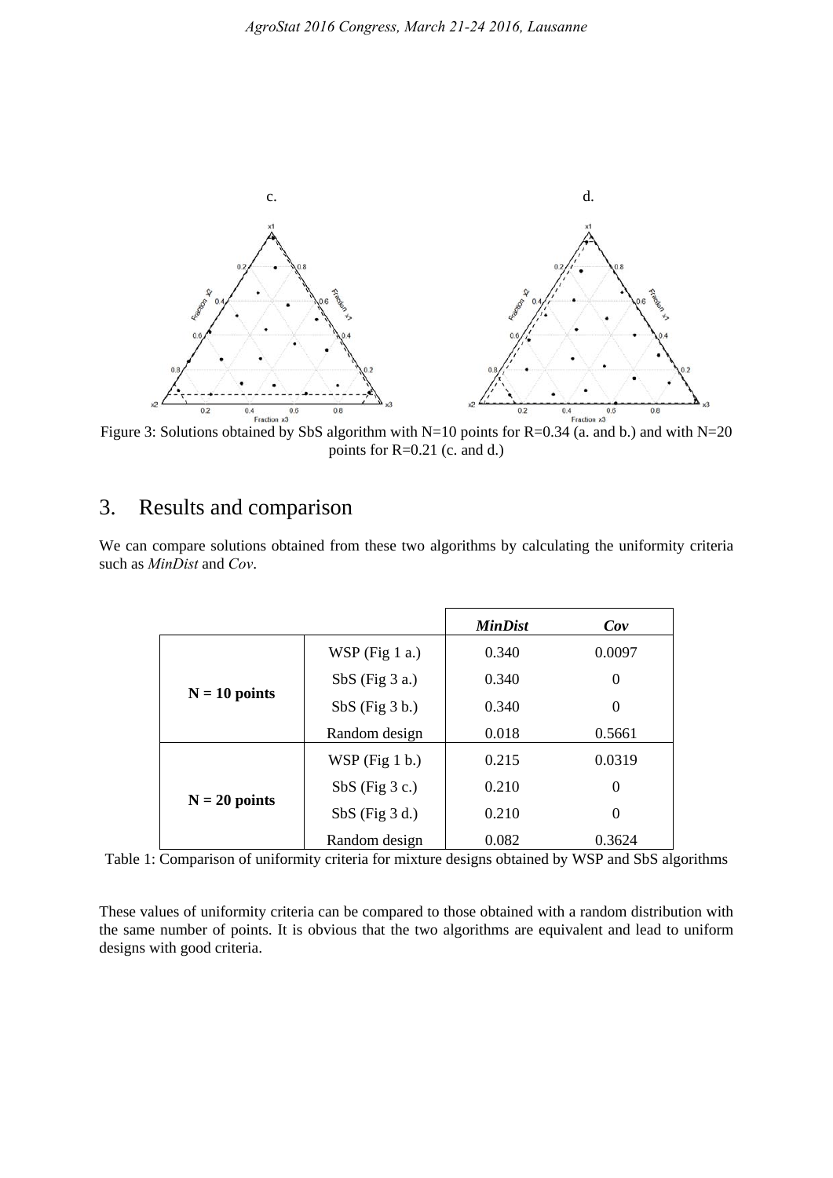c. d.

Figure 3: Solutions obtained by SbS algorithm with N=10 points for R=0.34 (a. and b.) and with N=20 points for R=0.21 (c. and d.)

## 3. Results and comparison

We can compare solutions obtained from these two algorithms by calculating the uniformity criteria such as *MinDist* and *Cov*.

| | | ***MinDist*** | ***Cov*** |
|---|---|---|---|
| **N = 10 points** | WSP (Fig 1 a.) | 0.340 | 0.0097 |
| | SbS (Fig 3 a.) | 0.340 | 0 |
| | SbS (Fig 3 b.) | 0.340 | 0 |
| | Random design | 0.018 | 0.5661 |
| **N = 20 points** | WSP (Fig 1 b.) | 0.215 | 0.0319 |
| | SbS (Fig 3 c.) | 0.210 | 0 |
| | SbS (Fig 3 d.) | 0.210 | 0 |
| | Random design | 0.082 | 0.3624 |

Table 1: Comparison of uniformity criteria for mixture designs obtained by WSP and SbS algorithms

These values of uniformity criteria can be compared to those obtained with a random distribution with the same number of points. It is obvious that the two algorithms are equivalent and lead to uniform designs with good criteria.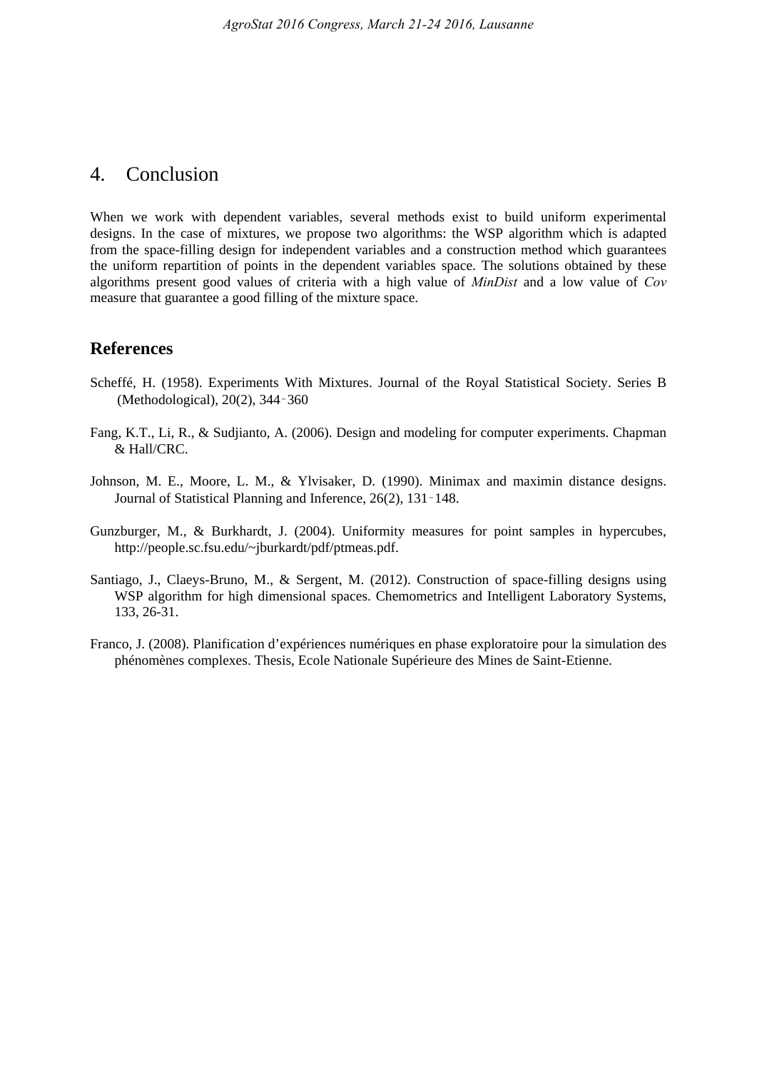## 4. Conclusion

When we work with dependent variables, several methods exist to build uniform experimental designs. In the case of mixtures, we propose two algorithms: the WSP algorithm which is adapted from the space-filling design for independent variables and a construction method which guarantees the uniform repartition of points in the dependent variables space. The solutions obtained by these algorithms present good values of criteria with a high value of *MinDist* and a low value of *Cov* measure that guarantee a good filling of the mixture space.

## References

Scheffé, H. (1958). Experiments With Mixtures. Journal of the Royal Statistical Society. Series B (Methodological), 20(2), 344‑360

Fang, K.T., Li, R., & Sudjianto, A. (2006). Design and modeling for computer experiments. Chapman & Hall/CRC.

Johnson, M. E., Moore, L. M., & Ylvisaker, D. (1990). Minimax and maximin distance designs. Journal of Statistical Planning and Inference, 26(2), 131‑148.

Gunzburger, M., & Burkhardt, J. (2004). Uniformity measures for point samples in hypercubes, http://people.sc.fsu.edu/~jburkardt/pdf/ptmeas.pdf.

Santiago, J., Claeys-Bruno, M., & Sergent, M. (2012). Construction of space-filling designs using WSP algorithm for high dimensional spaces. Chemometrics and Intelligent Laboratory Systems, 133, 26-31.

Franco, J. (2008). Planification d'expériences numériques en phase exploratoire pour la simulation des phénomènes complexes. Thesis, Ecole Nationale Supérieure des Mines de Saint-Etienne.